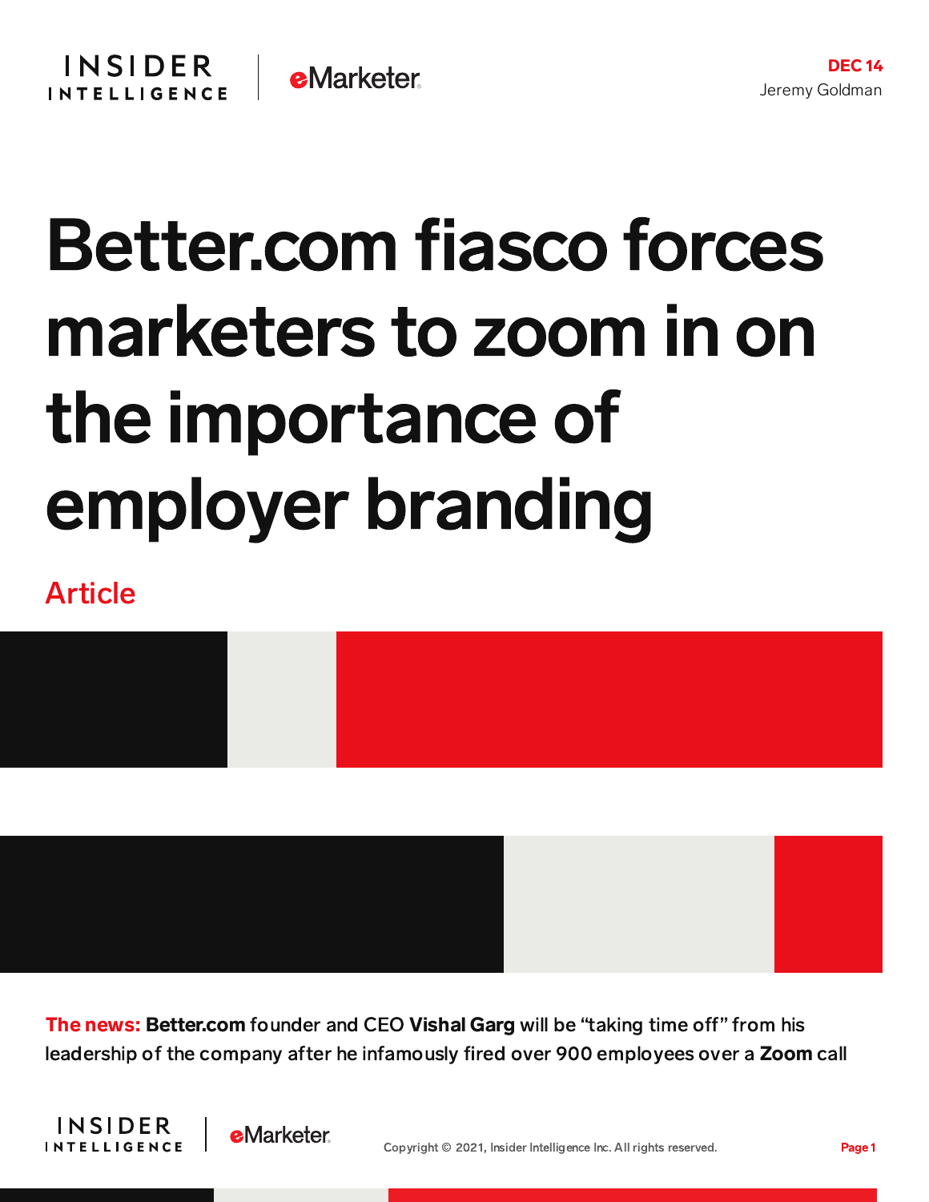DEC 14
Jeremy Goldman

# Better.com fiasco forces marketers to zoom in on the importance of employer branding

Article

**The news:** **Better.com** founder and CEO **Vishal Garg** will be "taking time off" from his leadership of the company after he infamously fired over 900 employees over a **Zoom** call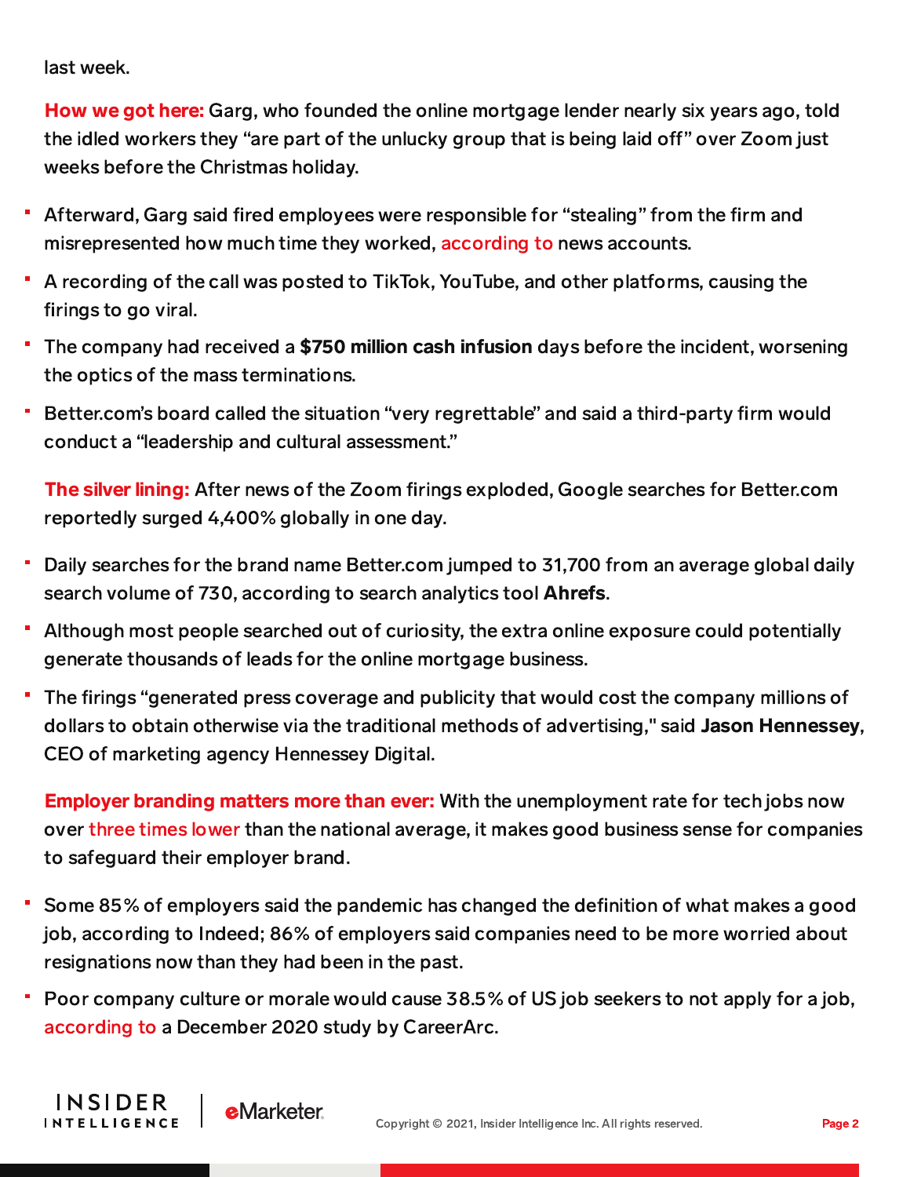last week.

**How we got here:** Garg, who founded the online mortgage lender nearly six years ago, told the idled workers they "are part of the unlucky group that is being laid off" over Zoom just weeks before the Christmas holiday.

- Afterward, Garg said fired employees were responsible for "stealing" from the firm and misrepresented how much time they worked, according to news accounts.
- A recording of the call was posted to TikTok, YouTube, and other platforms, causing the firings to go viral.
- The company had received a **$750 million cash infusion** days before the incident, worsening the optics of the mass terminations.
- Better.com's board called the situation "very regrettable" and said a third-party firm would conduct a "leadership and cultural assessment."

**The silver lining:** After news of the Zoom firings exploded, Google searches for Better.com reportedly surged 4,400% globally in one day.

- Daily searches for the brand name Better.com jumped to 31,700 from an average global daily search volume of 730, according to search analytics tool **Ahrefs**.
- Although most people searched out of curiosity, the extra online exposure could potentially generate thousands of leads for the online mortgage business.
- The firings "generated press coverage and publicity that would cost the company millions of dollars to obtain otherwise via the traditional methods of advertising," said **Jason Hennessey**, CEO of marketing agency Hennessey Digital.

**Employer branding matters more than ever:** With the unemployment rate for tech jobs now over three times lower than the national average, it makes good business sense for companies to safeguard their employer brand.

- Some 85% of employers said the pandemic has changed the definition of what makes a good job, according to Indeed; 86% of employers said companies need to be more worried about resignations now than they had been in the past.
- Poor company culture or morale would cause 38.5% of US job seekers to not apply for a job, according to a December 2020 study by CareerArc.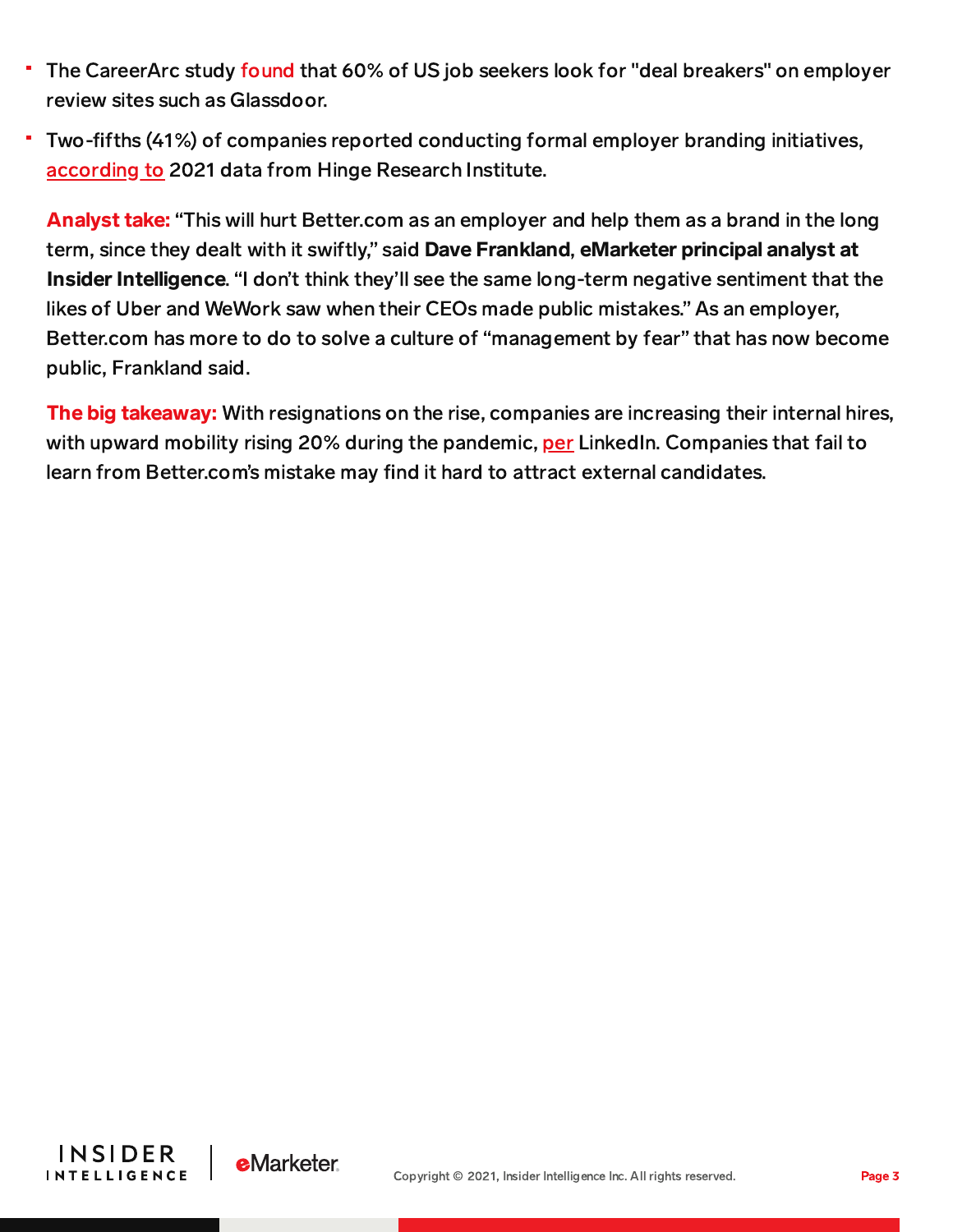- The CareerArc study found that 60% of US job seekers look for "deal breakers" on employer review sites such as Glassdoor.
- Two-fifths (41%) of companies reported conducting formal employer branding initiatives, according to 2021 data from Hinge Research Institute.

**Analyst take:** “This will hurt Better.com as an employer and help them as a brand in the long term, since they dealt with it swiftly,” said **Dave Frankland, eMarketer principal analyst at Insider Intelligence**. “I don’t think they’ll see the same long-term negative sentiment that the likes of Uber and WeWork saw when their CEOs made public mistakes.” As an employer, Better.com has more to do to solve a culture of “management by fear” that has now become public, Frankland said.

**The big takeaway:** With resignations on the rise, companies are increasing their internal hires, with upward mobility rising 20% during the pandemic, per LinkedIn. Companies that fail to learn from Better.com’s mistake may find it hard to attract external candidates.